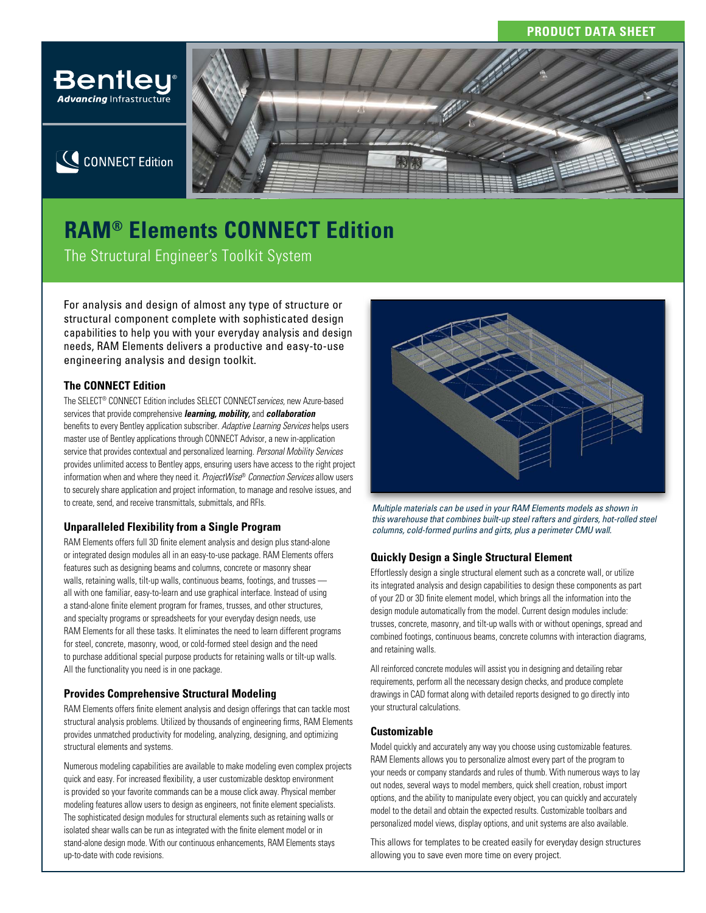PRODUCT DATA SHEET

# RAM® Elements CONNECT Edition

The Structural Engineer's Toolkit System

For analysis and design of almost any type of structure or structural component complete with sophisticated design capabilities to help you with your everyday analysis and design needs, RAM Elements delivers a productive and easy-to-use engineering analysis and design toolkit.

### The CONNECT Edition

The SELECT® CONNECT Edition includes SELECT CONNECT*services*, new Azure-based services that provide comprehensive ***learning, mobility,*** and ***collaboration*** benefits to every Bentley application subscriber. *Adaptive Learning Services* helps users master use of Bentley applications through CONNECT Advisor, a new in-application service that provides contextual and personalized learning. *Personal Mobility Services* provides unlimited access to Bentley apps, ensuring users have access to the right project information when and where they need it. *ProjectWise® Connection Services* allow users to securely share application and project information, to manage and resolve issues, and to create, send, and receive transmittals, submittals, and RFIs.

### Unparalleled Flexibility from a Single Program

RAM Elements offers full 3D finite element analysis and design plus stand-alone or integrated design modules all in an easy-to-use package. RAM Elements offers features such as designing beams and columns, concrete or masonry shear walls, retaining walls, tilt-up walls, continuous beams, footings, and trusses — all with one familiar, easy-to-learn and use graphical interface. Instead of using a stand-alone finite element program for frames, trusses, and other structures, and specialty programs or spreadsheets for your everyday design needs, use RAM Elements for all these tasks. It eliminates the need to learn different programs for steel, concrete, masonry, wood, or cold-formed steel design and the need to purchase additional special purpose products for retaining walls or tilt-up walls. All the functionality you need is in one package.

### Provides Comprehensive Structural Modeling

RAM Elements offers finite element analysis and design offerings that can tackle most structural analysis problems. Utilized by thousands of engineering firms, RAM Elements provides unmatched productivity for modeling, analyzing, designing, and optimizing structural elements and systems.

Numerous modeling capabilities are available to make modeling even complex projects quick and easy. For increased flexibility, a user customizable desktop environment is provided so your favorite commands can be a mouse click away. Physical member modeling features allow users to design as engineers, not finite element specialists. The sophisticated design modules for structural elements such as retaining walls or isolated shear walls can be run as integrated with the finite element model or in stand-alone design mode. With our continuous enhancements, RAM Elements stays up-to-date with code revisions.

*Multiple materials can be used in your RAM Elements models as shown in this warehouse that combines built-up steel rafters and girders, hot-rolled steel columns, cold-formed purlins and girts, plus a perimeter CMU wall.*

### Quickly Design a Single Structural Element

Effortlessly design a single structural element such as a concrete wall, or utilize its integrated analysis and design capabilities to design these components as part of your 2D or 3D finite element model, which brings all the information into the design module automatically from the model. Current design modules include: trusses, concrete, masonry, and tilt-up walls with or without openings, spread and combined footings, continuous beams, concrete columns with interaction diagrams, and retaining walls.

All reinforced concrete modules will assist you in designing and detailing rebar requirements, perform all the necessary design checks, and produce complete drawings in CAD format along with detailed reports designed to go directly into your structural calculations.

### Customizable

Model quickly and accurately any way you choose using customizable features. RAM Elements allows you to personalize almost every part of the program to your needs or company standards and rules of thumb. With numerous ways to lay out nodes, several ways to model members, quick shell creation, robust import options, and the ability to manipulate every object, you can quickly and accurately model to the detail and obtain the expected results. Customizable toolbars and personalized model views, display options, and unit systems are also available.

This allows for templates to be created easily for everyday design structures allowing you to save even more time on every project.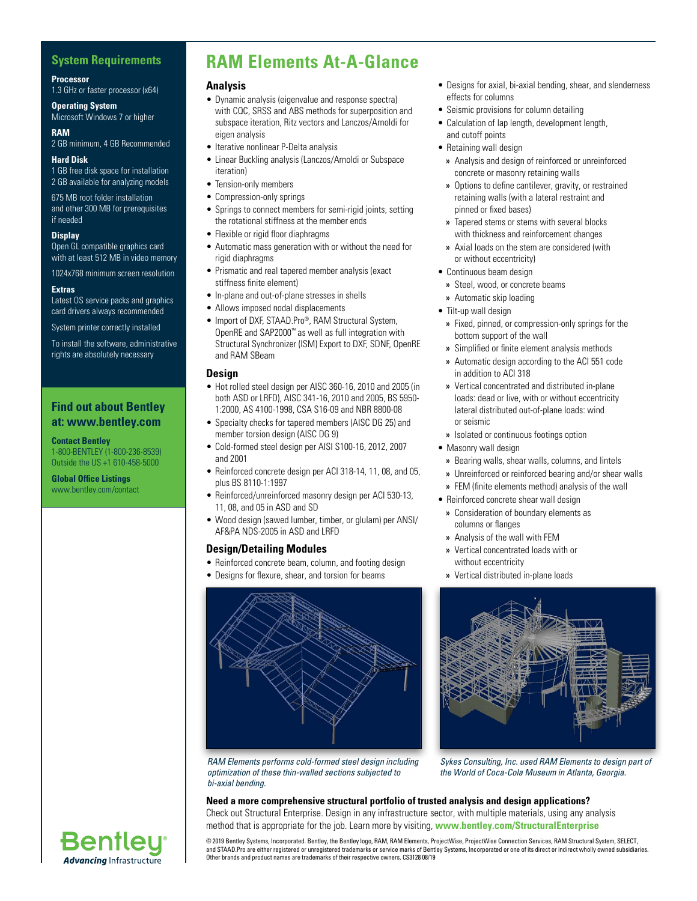## System Requirements

**Processor**
1.3 GHz or faster processor (x64)

**Operating System**
Microsoft Windows 7 or higher

**RAM**
2 GB minimum, 4 GB Recommended

**Hard Disk**
1 GB free disk space for installation
2 GB available for analyzing models

675 MB root folder installation and other 300 MB for prerequisites if needed

**Display**
Open GL compatible graphics card with at least 512 MB in video memory

1024x768 minimum screen resolution

**Extras**
Latest OS service packs and graphics card drivers always recommended

System printer correctly installed

To install the software, administrative rights are absolutely necessary

## Find out about Bentley at: www.bentley.com

**Contact Bentley**
1-800-BENTLEY (1-800-236-8539)
Outside the US +1 610-458-5000

**Global Office Listings**
www.bentley.com/contact

# RAM Elements At-A-Glance

### Analysis

- Dynamic analysis (eigenvalue and response spectra) with CQC, SRSS and ABS methods for superposition and subspace iteration, Ritz vectors and Lanczos/Arnoldi for eigen analysis
- Iterative nonlinear P-Delta analysis
- Linear Buckling analysis (Lanczos/Arnoldi or Subspace iteration)
- Tension-only members
- Compression-only springs
- Springs to connect members for semi-rigid joints, setting the rotational stiffness at the member ends
- Flexible or rigid floor diaphragms
- Automatic mass generation with or without the need for rigid diaphragms
- Prismatic and real tapered member analysis (exact stiffness finite element)
- In-plane and out-of-plane stresses in shells
- Allows imposed nodal displacements
- Import of DXF, STAAD.Pro®, RAM Structural System, OpenRE and SAP2000™ as well as full integration with Structural Synchronizer (ISM) Export to DXF, SDNF, OpenRE and RAM SBeam

### Design

- Hot rolled steel design per AISC 360-16, 2010 and 2005 (in both ASD or LRFD), AISC 341-16, 2010 and 2005, BS 5950-1:2000, AS 4100-1998, CSA S16-09 and NBR 8800-08
- Specialty checks for tapered members (AISC DG 25) and member torsion design (AISC DG 9)
- Cold-formed steel design per AISI S100-16, 2012, 2007 and 2001
- Reinforced concrete design per ACI 318-14, 11, 08, and 05, plus BS 8110-1:1997
- Reinforced/unreinforced masonry design per ACI 530-13, 11, 08, and 05 in ASD and SD
- Wood design (sawed lumber, timber, or glulam) per ANSI/AF&PA NDS-2005 in ASD and LRFD

### Design/Detailing Modules

- Reinforced concrete beam, column, and footing design
- Designs for flexure, shear, and torsion for beams
- Designs for axial, bi-axial bending, shear, and slenderness effects for columns
- Seismic provisions for column detailing
- Calculation of lap length, development length, and cutoff points
- Retaining wall design
  - » Analysis and design of reinforced or unreinforced concrete or masonry retaining walls
  - » Options to define cantilever, gravity, or restrained retaining walls (with a lateral restraint and pinned or fixed bases)
  - » Tapered stems or stems with several blocks with thickness and reinforcement changes
  - » Axial loads on the stem are considered (with or without eccentricity)
- Continuous beam design
  - » Steel, wood, or concrete beams
  - » Automatic skip loading
- Tilt-up wall design
  - » Fixed, pinned, or compression-only springs for the bottom support of the wall
  - » Simplified or finite element analysis methods
  - » Automatic design according to the ACI 551 code in addition to ACI 318
  - » Vertical concentrated and distributed in-plane loads: dead or live, with or without eccentricity lateral distributed out-of-plane loads: wind or seismic
  - » Isolated or continuous footings option
- Masonry wall design
  - » Bearing walls, shear walls, columns, and lintels
  - » Unreinforced or reinforced bearing and/or shear walls
  - » FEM (finite elements method) analysis of the wall
- Reinforced concrete shear wall design
  - » Consideration of boundary elements as columns or flanges
  - » Analysis of the wall with FEM
  - » Vertical concentrated loads with or without eccentricity
  - » Vertical distributed in-plane loads

*RAM Elements performs cold-formed steel design including optimization of these thin-walled sections subjected to bi-axial bending.*

*Sykes Consulting, Inc. used RAM Elements to design part of the World of Coca-Cola Museum in Atlanta, Georgia.*

**Need a more comprehensive structural portfolio of trusted analysis and design applications?**
Check out Structural Enterprise. Design in any infrastructure sector, with multiple materials, using any analysis method that is appropriate for the job. Learn more by visiting, **www.bentley.com/StructuralEnterprise**

© 2019 Bentley Systems, Incorporated. Bentley, the Bentley logo, RAM, RAM Elements, ProjectWise, ProjectWise Connection Services, RAM Structural System, SELECT, and STAAD.Pro are either registered or unregistered trademarks or service marks of Bentley Systems, Incorporated or one of its direct or indirect wholly owned subsidiaries. Other brands and product names are trademarks of their respective owners. CS3128 08/19

Bentley® *Advancing* Infrastructure